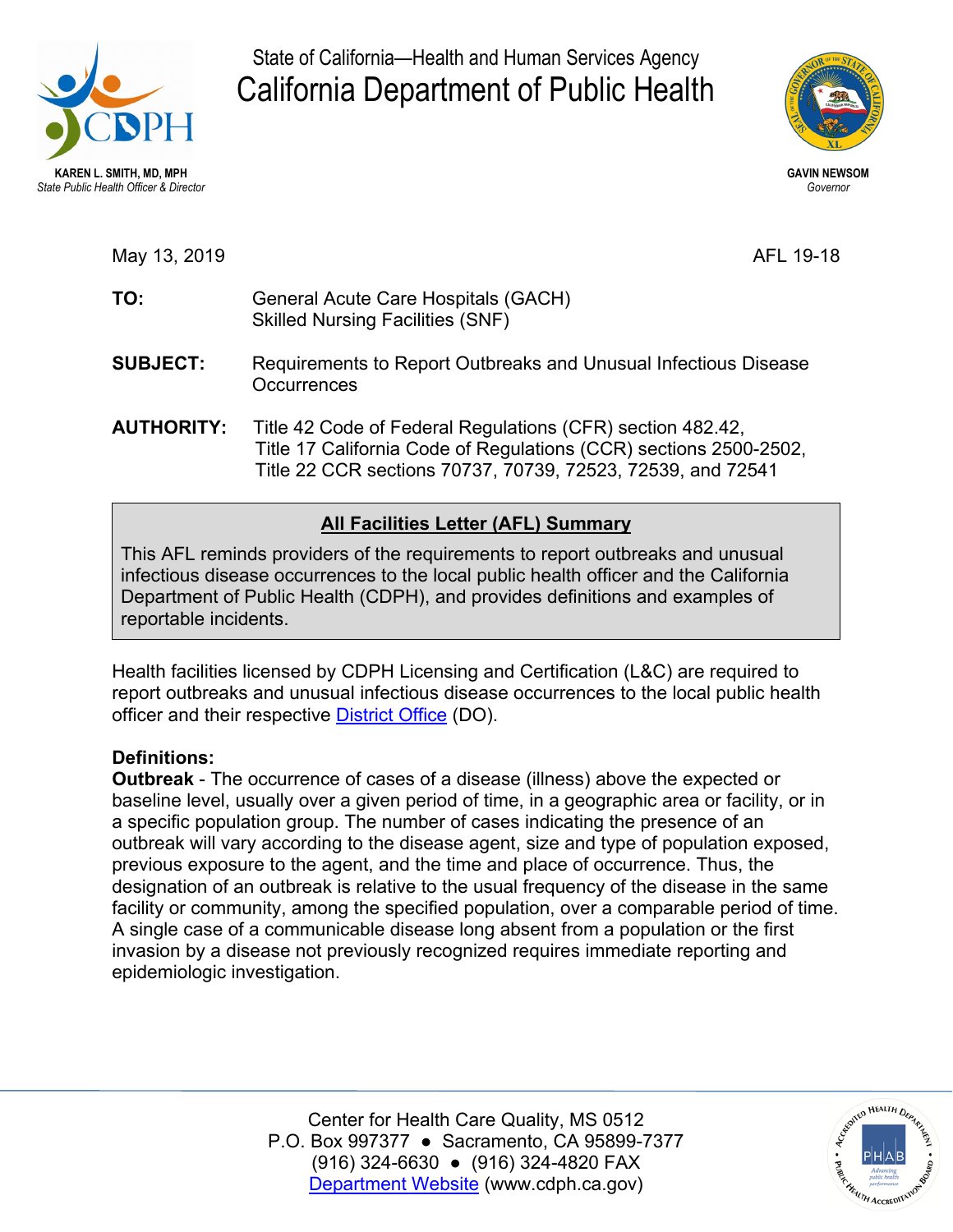State of California—Health and Human Services Agency

# California Department of Public Health

**KAREN L. SMITH, MD, MPH**
*State Public Health Officer & Director*

**GAVIN NEWSOM**
*Governor*

May 13, 2019 AFL 19-18

**TO:** General Acute Care Hospitals (GACH)
Skilled Nursing Facilities (SNF)

**SUBJECT:** Requirements to Report Outbreaks and Unusual Infectious Disease Occurrences

**AUTHORITY:** Title 42 Code of Federal Regulations (CFR) section 482.42, Title 17 California Code of Regulations (CCR) sections 2500-2502, Title 22 CCR sections 70737, 70739, 72523, 72539, and 72541

**All Facilities Letter (AFL) Summary**

This AFL reminds providers of the requirements to report outbreaks and unusual infectious disease occurrences to the local public health officer and the California Department of Public Health (CDPH), and provides definitions and examples of reportable incidents.

Health facilities licensed by CDPH Licensing and Certification (L&C) are required to report outbreaks and unusual infectious disease occurrences to the local public health officer and their respective District Office (DO).

**Definitions:**

**Outbreak** - The occurrence of cases of a disease (illness) above the expected or baseline level, usually over a given period of time, in a geographic area or facility, or in a specific population group. The number of cases indicating the presence of an outbreak will vary according to the disease agent, size and type of population exposed, previous exposure to the agent, and the time and place of occurrence. Thus, the designation of an outbreak is relative to the usual frequency of the disease in the same facility or community, among the specified population, over a comparable period of time. A single case of a communicable disease long absent from a population or the first invasion by a disease not previously recognized requires immediate reporting and epidemiologic investigation.

Center for Health Care Quality, MS 0512
P.O. Box 997377 ● Sacramento, CA 95899-7377
(916) 324-6630 ● (916) 324-4820 FAX
Department Website (www.cdph.ca.gov)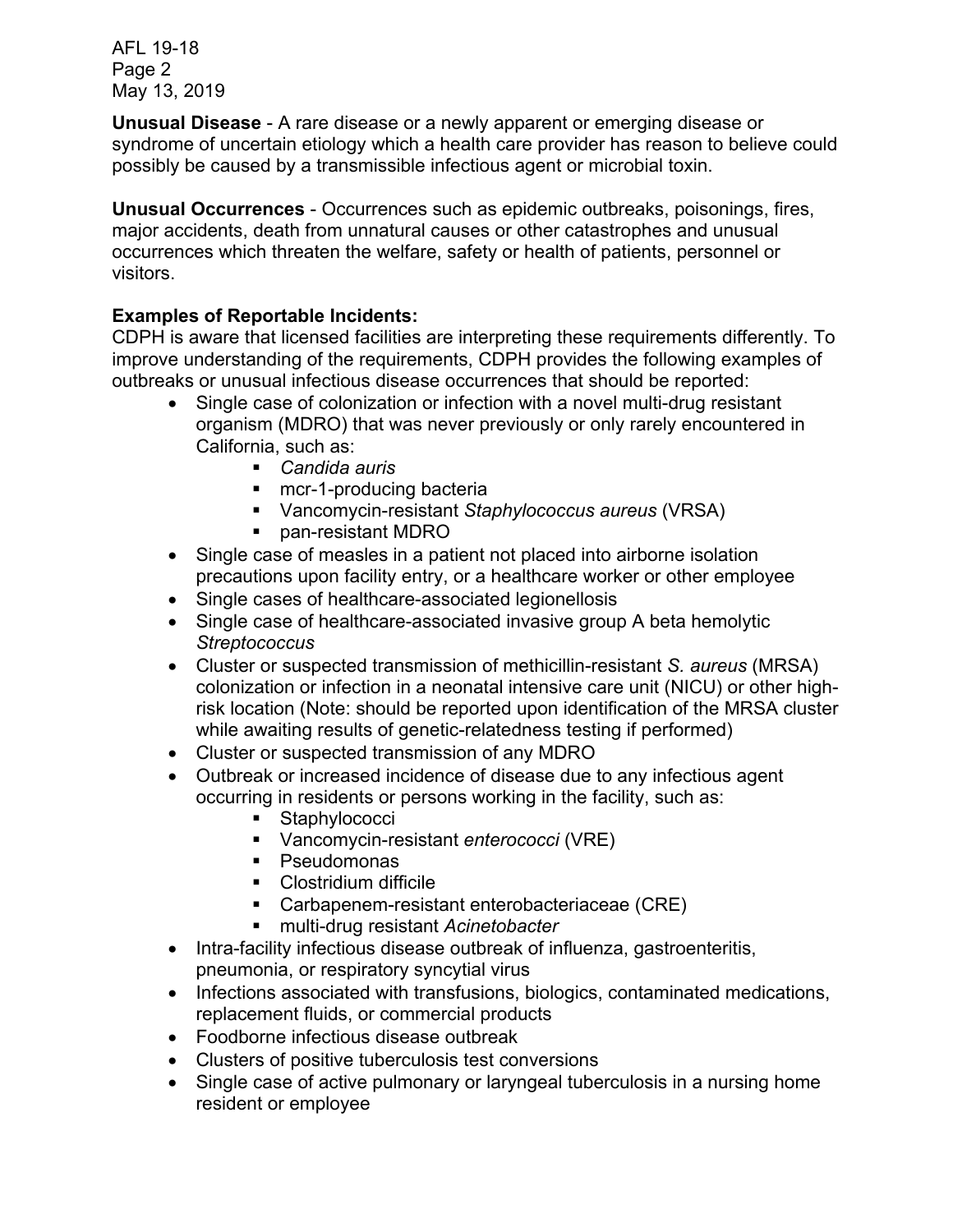**Unusual Disease** - A rare disease or a newly apparent or emerging disease or syndrome of uncertain etiology which a health care provider has reason to believe could possibly be caused by a transmissible infectious agent or microbial toxin.

**Unusual Occurrences** - Occurrences such as epidemic outbreaks, poisonings, fires, major accidents, death from unnatural causes or other catastrophes and unusual occurrences which threaten the welfare, safety or health of patients, personnel or visitors.

**Examples of Reportable Incidents:**
CDPH is aware that licensed facilities are interpreting these requirements differently. To improve understanding of the requirements, CDPH provides the following examples of outbreaks or unusual infectious disease occurrences that should be reported:

- Single case of colonization or infection with a novel multi-drug resistant organism (MDRO) that was never previously or only rarely encountered in California, such as:
    - *Candida auris*
    - mcr-1-producing bacteria
    - Vancomycin-resistant *Staphylococcus aureus* (VRSA)
    - pan-resistant MDRO
- Single case of measles in a patient not placed into airborne isolation precautions upon facility entry, or a healthcare worker or other employee
- Single cases of healthcare-associated legionellosis
- Single case of healthcare-associated invasive group A beta hemolytic *Streptococcus*
- Cluster or suspected transmission of methicillin-resistant *S. aureus* (MRSA) colonization or infection in a neonatal intensive care unit (NICU) or other high-risk location (Note: should be reported upon identification of the MRSA cluster while awaiting results of genetic-relatedness testing if performed)
- Cluster or suspected transmission of any MDRO
- Outbreak or increased incidence of disease due to any infectious agent occurring in residents or persons working in the facility, such as:
    - Staphylococci
    - Vancomycin-resistant *enterococci* (VRE)
    - Pseudomonas
    - Clostridium difficile
    - Carbapenem-resistant enterobacteriaceae (CRE)
    - multi-drug resistant *Acinetobacter*
- Intra-facility infectious disease outbreak of influenza, gastroenteritis, pneumonia, or respiratory syncytial virus
- Infections associated with transfusions, biologics, contaminated medications, replacement fluids, or commercial products
- Foodborne infectious disease outbreak
- Clusters of positive tuberculosis test conversions
- Single case of active pulmonary or laryngeal tuberculosis in a nursing home resident or employee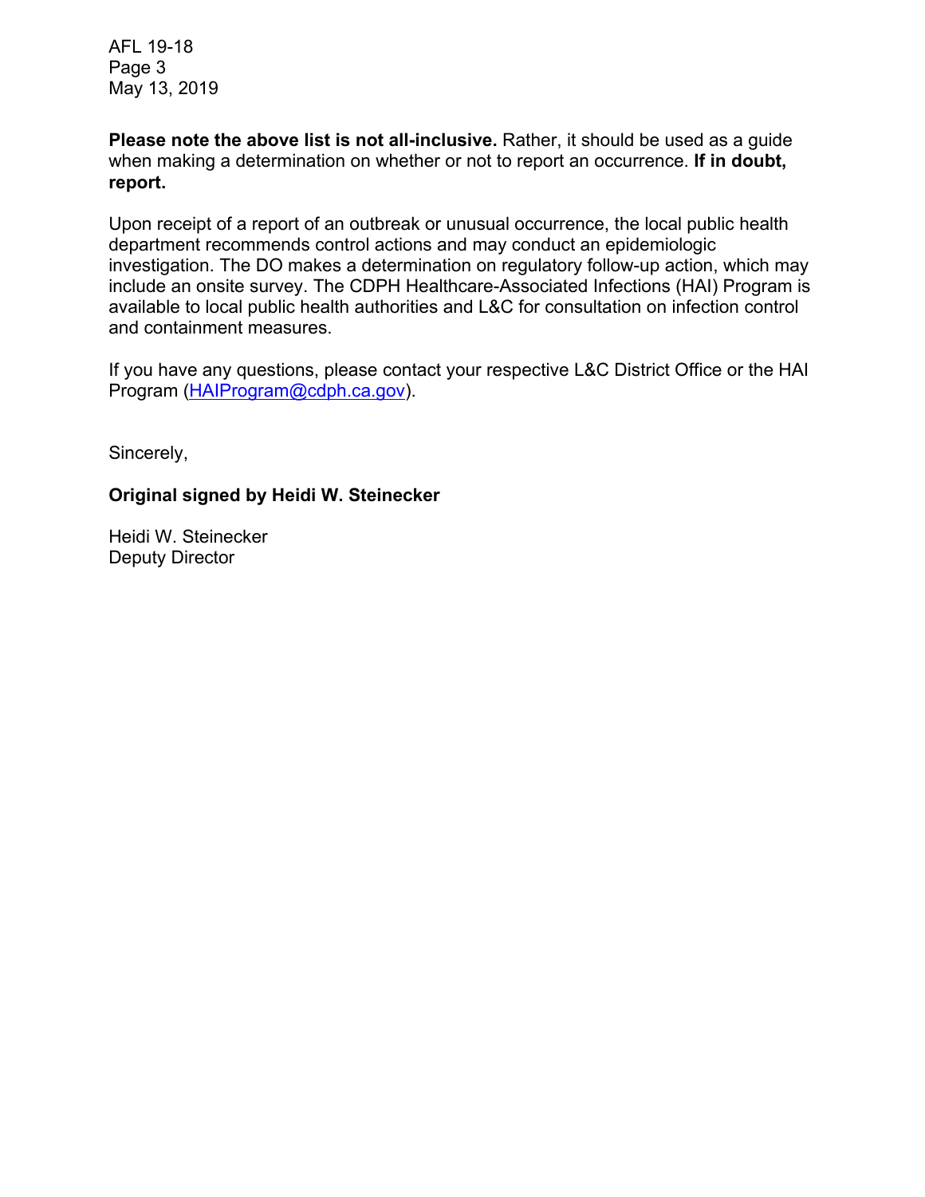**Please note the above list is not all-inclusive.** Rather, it should be used as a guide when making a determination on whether or not to report an occurrence. **If in doubt, report.**

Upon receipt of a report of an outbreak or unusual occurrence, the local public health department recommends control actions and may conduct an epidemiologic investigation. The DO makes a determination on regulatory follow-up action, which may include an onsite survey. The CDPH Healthcare-Associated Infections (HAI) Program is available to local public health authorities and L&C for consultation on infection control and containment measures.

If you have any questions, please contact your respective L&C District Office or the HAI Program (HAIProgram@cdph.ca.gov).

Sincerely,

**Original signed by Heidi W. Steinecker**

Heidi W. Steinecker
Deputy Director